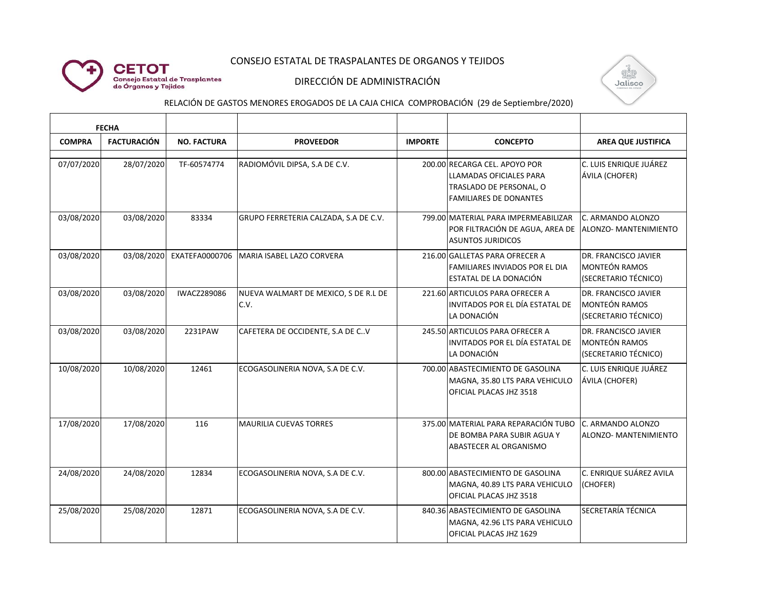CONSEJO ESTATAL DE TRASPALANTES DE ORGANOS Y TEJIDOS

DIRECCIÓN DE ADMINISTRACIÓN

RELACIÓN DE GASTOS MENORES EROGADOS DE LA CAJA CHICA COMPROBACIÓN (29 de Septiembre/2020)

| FECHA | | | | | | |
|---|---|---|---|---|---|---|
| **COMPRA** | **FACTURACIÓN** | **NO. FACTURA** | **PROVEEDOR** | **IMPORTE** | **CONCEPTO** | **AREA QUE JUSTIFICA** |
| 07/07/2020 | 28/07/2020 | TF-60574774 | RADIOMÓVIL DIPSA, S.A DE C.V. | 200.00 | RECARGA CEL. APOYO POR LLAMADAS OFICIALES PARA TRASLADO DE PERSONAL, O FAMILIARES DE DONANTES | C. LUIS ENRIQUE JUÁREZ ÁVILA (CHOFER) |
| 03/08/2020 | 03/08/2020 | 83334 | GRUPO FERRETERIA CALZADA, S.A DE C.V. | 799.00 | MATERIAL PARA IMPERMEABILIZAR POR FILTRACIÓN DE AGUA, AREA DE ASUNTOS JURIDICOS | C. ARMANDO ALONZO ALONZO- MANTENIMIENTO |
| 03/08/2020 | 03/08/2020 | EXATEFA0000706 | MARIA ISABEL LAZO CORVERA | 216.00 | GALLETAS PARA OFRECER A FAMILIARES INVIADOS POR EL DIA ESTATAL DE LA DONACIÓN | DR. FRANCISCO JAVIER MONTEÓN RAMOS (SECRETARIO TÉCNICO) |
| 03/08/2020 | 03/08/2020 | IWACZ289086 | NUEVA WALMART DE MEXICO, S DE R.L DE C.V. | 221.60 | ARTICULOS PARA OFRECER A INVITADOS POR EL DÍA ESTATAL DE LA DONACIÓN | DR. FRANCISCO JAVIER MONTEÓN RAMOS (SECRETARIO TÉCNICO) |
| 03/08/2020 | 03/08/2020 | 2231PAW | CAFETERA DE OCCIDENTE, S.A DE C..V | 245.50 | ARTICULOS PARA OFRECER A INVITADOS POR EL DÍA ESTATAL DE LA DONACIÓN | DR. FRANCISCO JAVIER MONTEÓN RAMOS (SECRETARIO TÉCNICO) |
| 10/08/2020 | 10/08/2020 | 12461 | ECOGASOLINERIA NOVA, S.A DE C.V. | 700.00 | ABASTECIMIENTO DE GASOLINA MAGNA, 35.80 LTS PARA VEHICULO OFICIAL PLACAS JHZ 3518 | C. LUIS ENRIQUE JUÁREZ ÁVILA (CHOFER) |
| 17/08/2020 | 17/08/2020 | 116 | MAURILIA CUEVAS TORRES | 375.00 | MATERIAL PARA REPARACIÓN TUBO DE BOMBA PARA SUBIR AGUA Y ABASTECER AL ORGANISMO | C. ARMANDO ALONZO ALONZO- MANTENIMIENTO |
| 24/08/2020 | 24/08/2020 | 12834 | ECOGASOLINERIA NOVA, S.A DE C.V. | 800.00 | ABASTECIMIENTO DE GASOLINA MAGNA, 40.89 LTS PARA VEHICULO OFICIAL PLACAS JHZ 3518 | C. ENRIQUE SUÁREZ AVILA (CHOFER) |
| 25/08/2020 | 25/08/2020 | 12871 | ECOGASOLINERIA NOVA, S.A DE C.V. | 840.36 | ABASTECIMIENTO DE GASOLINA MAGNA, 42.96 LTS PARA VEHICULO OFICIAL PLACAS JHZ 1629 | SECRETARÍA TÉCNICA |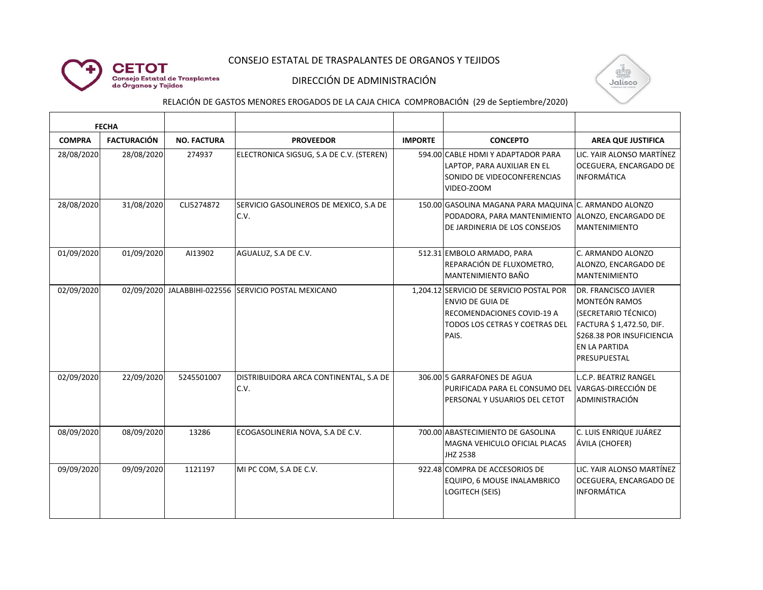CONSEJO ESTATAL DE TRASPALANTES DE ORGANOS Y TEJIDOS

DIRECCIÓN DE ADMINISTRACIÓN

RELACIÓN DE GASTOS MENORES EROGADOS DE LA CAJA CHICA COMPROBACIÓN (29 de Septiembre/2020)

| FECHA | | | | | | |
|---|---|---|---|---|---|---|
| **COMPRA** | **FACTURACIÓN** | **NO. FACTURA** | **PROVEEDOR** | **IMPORTE** | **CONCEPTO** | **AREA QUE JUSTIFICA** |
| 28/08/2020 | 28/08/2020 | 274937 | ELECTRONICA SIGSUG, S.A DE C.V. (STEREN) | 594.00 | CABLE HDMI Y ADAPTADOR PARA LAPTOP, PARA AUXILIAR EN EL SONIDO DE VIDEOCONFERENCIAS VIDEO-ZOOM | LIC. YAIR ALONSO MARTÍNEZ OCEGUERA, ENCARGADO DE INFORMÁTICA |
| 28/08/2020 | 31/08/2020 | CLI5274872 | SERVICIO GASOLINEROS DE MEXICO, S.A DE C.V. | 150.00 | GASOLINA MAGANA PARA MAQUINA PODADORA, PARA MANTENIMIENTO DE JARDINERIA DE LOS CONSEJOS | C. ARMANDO ALONZO ALONZO, ENCARGADO DE MANTENIMIENTO |
| 01/09/2020 | 01/09/2020 | AI13902 | AGUALUZ, S.A DE C.V. | 512.31 | EMBOLO ARMADO, PARA REPARACIÓN DE FLUXOMETRO, MANTENIMIENTO BAÑO | C. ARMANDO ALONZO ALONZO, ENCARGADO DE MANTENIMIENTO |
| 02/09/2020 | 02/09/2020 | JALABBIHI-022556 | SERVICIO POSTAL MEXICANO | 1,204.12 | SERVICIO DE SERVICIO POSTAL POR ENVIO DE GUIA DE RECOMENDACIONES COVID-19 A TODOS LOS CETRAS Y COETRAS DEL PAIS. | DR. FRANCISCO JAVIER MONTEÓN RAMOS (SECRETARIO TÉCNICO) FACTURA $ 1,472.50, DIF. $268.38 POR INSUFICIENCIA EN LA PARTIDA PRESUPUESTAL |
| 02/09/2020 | 22/09/2020 | 5245501007 | DISTRIBUIDORA ARCA CONTINENTAL, S.A DE C.V. | 306.00 | 5 GARRAFONES DE AGUA PURIFICADA PARA EL CONSUMO DEL PERSONAL Y USUARIOS DEL CETOT | L.C.P. BEATRIZ RANGEL VARGAS-DIRECCIÓN DE ADMINISTRACIÓN |
| 08/09/2020 | 08/09/2020 | 13286 | ECOGASOLINERIA NOVA, S.A DE C.V. | 700.00 | ABASTECIMIENTO DE GASOLINA MAGNA VEHICULO OFICIAL PLACAS JHZ 2538 | C. LUIS ENRIQUE JUÁREZ ÁVILA (CHOFER) |
| 09/09/2020 | 09/09/2020 | 1121197 | MI PC COM, S.A DE C.V. | 922.48 | COMPRA DE ACCESORIOS DE EQUIPO, 6 MOUSE INALAMBRICO LOGITECH (SEIS) | LIC. YAIR ALONSO MARTÍNEZ OCEGUERA, ENCARGADO DE INFORMÁTICA |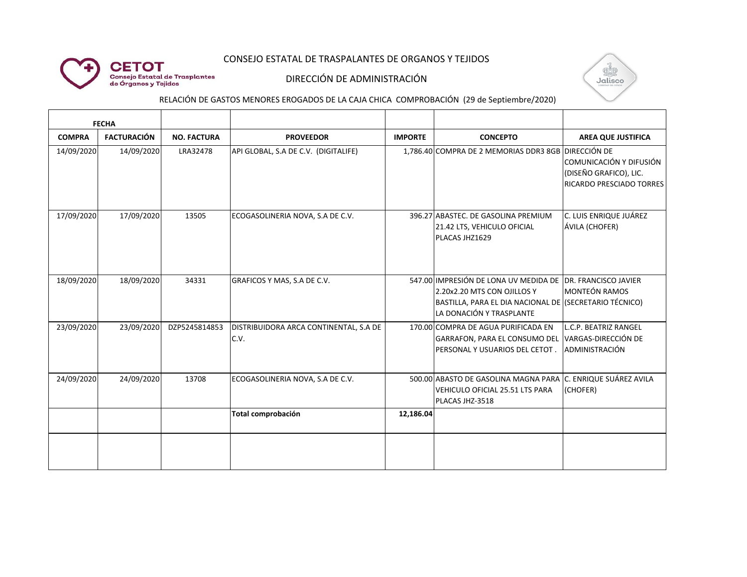CONSEJO ESTATAL DE TRASPALANTES DE ORGANOS Y TEJIDOS

DIRECCIÓN DE ADMINISTRACIÓN

RELACIÓN DE GASTOS MENORES EROGADOS DE LA CAJA CHICA COMPROBACIÓN (29 de Septiembre/2020)

| FECHA | | | | | | |
|---|---|---|---|---|---|---|
| **COMPRA** | **FACTURACIÓN** | **NO. FACTURA** | **PROVEEDOR** | **IMPORTE** | **CONCEPTO** | **AREA QUE JUSTIFICA** |
| 14/09/2020 | 14/09/2020 | LRA32478 | API GLOBAL, S.A DE C.V. (DIGITALIFE) | 1,786.40 | COMPRA DE 2 MEMORIAS DDR3 8GB | DIRECCIÓN DE COMUNICACIÓN Y DIFUSIÓN (DISEÑO GRAFICO), LIC. RICARDO PRESCIADO TORRES |
| 17/09/2020 | 17/09/2020 | 13505 | ECOGASOLINERIA NOVA, S.A DE C.V. | 396.27 | ABASTEC. DE GASOLINA PREMIUM 21.42 LTS, VEHICULO OFICIAL PLACAS JHZ1629 | C. LUIS ENRIQUE JUÁREZ ÁVILA (CHOFER) |
| 18/09/2020 | 18/09/2020 | 34331 | GRAFICOS Y MAS, S.A DE C.V. | 547.00 | IMPRESIÓN DE LONA UV MEDIDA DE 2.20x2.20 MTS CON OJILLOS Y BASTILLA, PARA EL DIA NACIONAL DE LA DONACIÓN Y TRASPLANTE | DR. FRANCISCO JAVIER MONTEÓN RAMOS (SECRETARIO TÉCNICO) |
| 23/09/2020 | 23/09/2020 | DZP5245814853 | DISTRIBUIDORA ARCA CONTINENTAL, S.A DE C.V. | 170.00 | COMPRA DE AGUA PURIFICADA EN GARRAFON, PARA EL CONSUMO DEL PERSONAL Y USUARIOS DEL CETOT . | L.C.P. BEATRIZ RANGEL VARGAS-DIRECCIÓN DE ADMINISTRACIÓN |
| 24/09/2020 | 24/09/2020 | 13708 | ECOGASOLINERIA NOVA, S.A DE C.V. | 500.00 | ABASTO DE GASOLINA MAGNA PARA VEHICULO OFICIAL 25.51 LTS PARA PLACAS JHZ-3518 | C. ENRIQUE SUÁREZ AVILA (CHOFER) |
| | | | **Total comprobación** | **12,186.04** | | |
| | | | | | | |